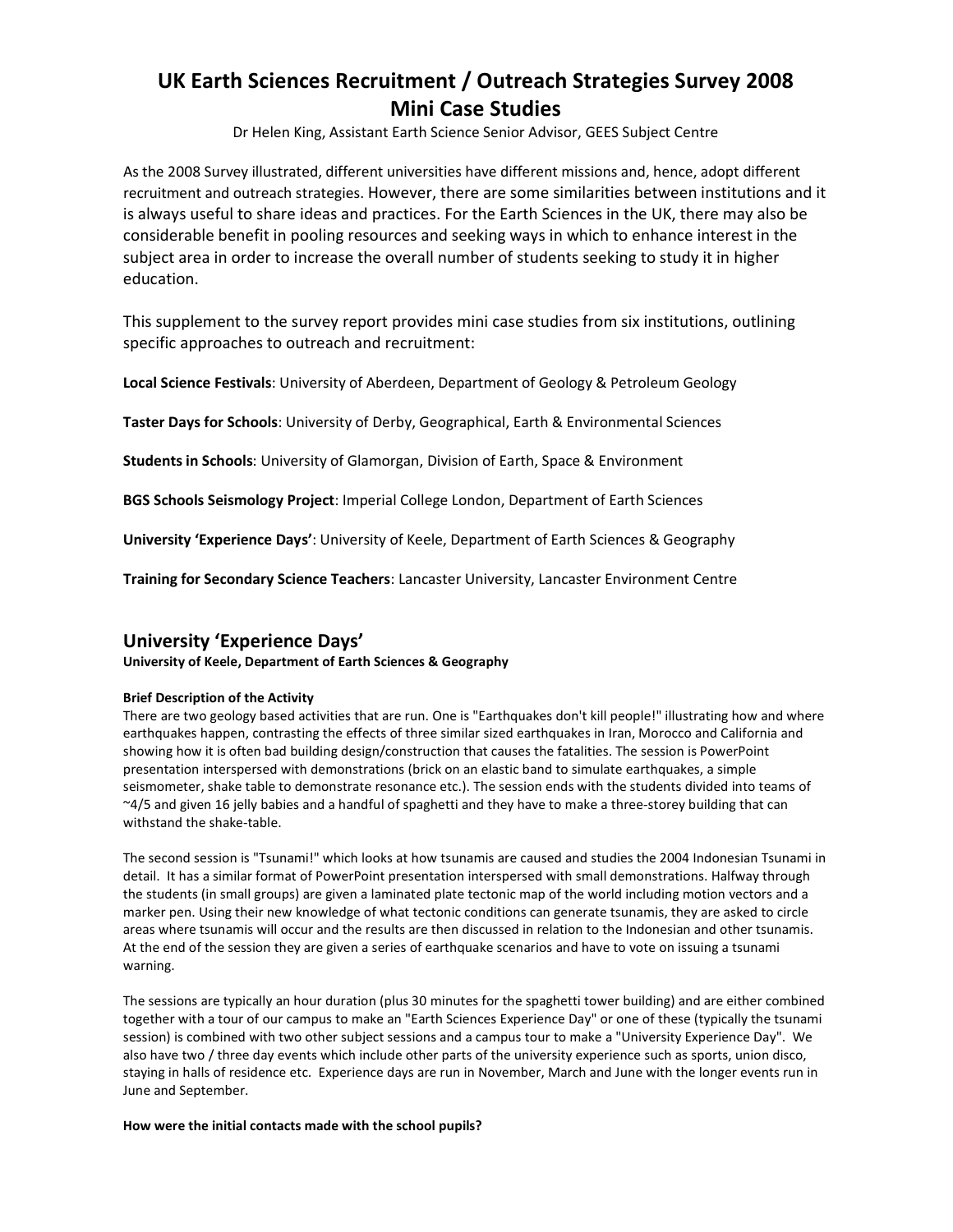# UK Earth Sciences Recruitment / Outreach Strategies Survey 2008
# Mini Case Studies

Dr Helen King, Assistant Earth Science Senior Advisor, GEES Subject Centre

As the 2008 Survey illustrated, different universities have different missions and, hence, adopt different recruitment and outreach strategies. However, there are some similarities between institutions and it is always useful to share ideas and practices. For the Earth Sciences in the UK, there may also be considerable benefit in pooling resources and seeking ways in which to enhance interest in the subject area in order to increase the overall number of students seeking to study it in higher education.

This supplement to the survey report provides mini case studies from six institutions, outlining specific approaches to outreach and recruitment:

**Local Science Festivals**: University of Aberdeen, Department of Geology & Petroleum Geology

**Taster Days for Schools**: University of Derby, Geographical, Earth & Environmental Sciences

**Students in Schools**: University of Glamorgan, Division of Earth, Space & Environment

**BGS Schools Seismology Project**: Imperial College London, Department of Earth Sciences

**University 'Experience Days'**: University of Keele, Department of Earth Sciences & Geography

**Training for Secondary Science Teachers**: Lancaster University, Lancaster Environment Centre

## University 'Experience Days'

**University of Keele, Department of Earth Sciences & Geography**

#### Brief Description of the Activity

There are two geology based activities that are run. One is "Earthquakes don't kill people!" illustrating how and where earthquakes happen, contrasting the effects of three similar sized earthquakes in Iran, Morocco and California and showing how it is often bad building design/construction that causes the fatalities. The session is PowerPoint presentation interspersed with demonstrations (brick on an elastic band to simulate earthquakes, a simple seismometer, shake table to demonstrate resonance etc.). The session ends with the students divided into teams of ~4/5 and given 16 jelly babies and a handful of spaghetti and they have to make a three-storey building that can withstand the shake-table.

The second session is "Tsunami!" which looks at how tsunamis are caused and studies the 2004 Indonesian Tsunami in detail. It has a similar format of PowerPoint presentation interspersed with small demonstrations. Halfway through the students (in small groups) are given a laminated plate tectonic map of the world including motion vectors and a marker pen. Using their new knowledge of what tectonic conditions can generate tsunamis, they are asked to circle areas where tsunamis will occur and the results are then discussed in relation to the Indonesian and other tsunamis. At the end of the session they are given a series of earthquake scenarios and have to vote on issuing a tsunami warning.

The sessions are typically an hour duration (plus 30 minutes for the spaghetti tower building) and are either combined together with a tour of our campus to make an "Earth Sciences Experience Day" or one of these (typically the tsunami session) is combined with two other subject sessions and a campus tour to make a "University Experience Day". We also have two / three day events which include other parts of the university experience such as sports, union disco, staying in halls of residence etc. Experience days are run in November, March and June with the longer events run in June and September.

#### How were the initial contacts made with the school pupils?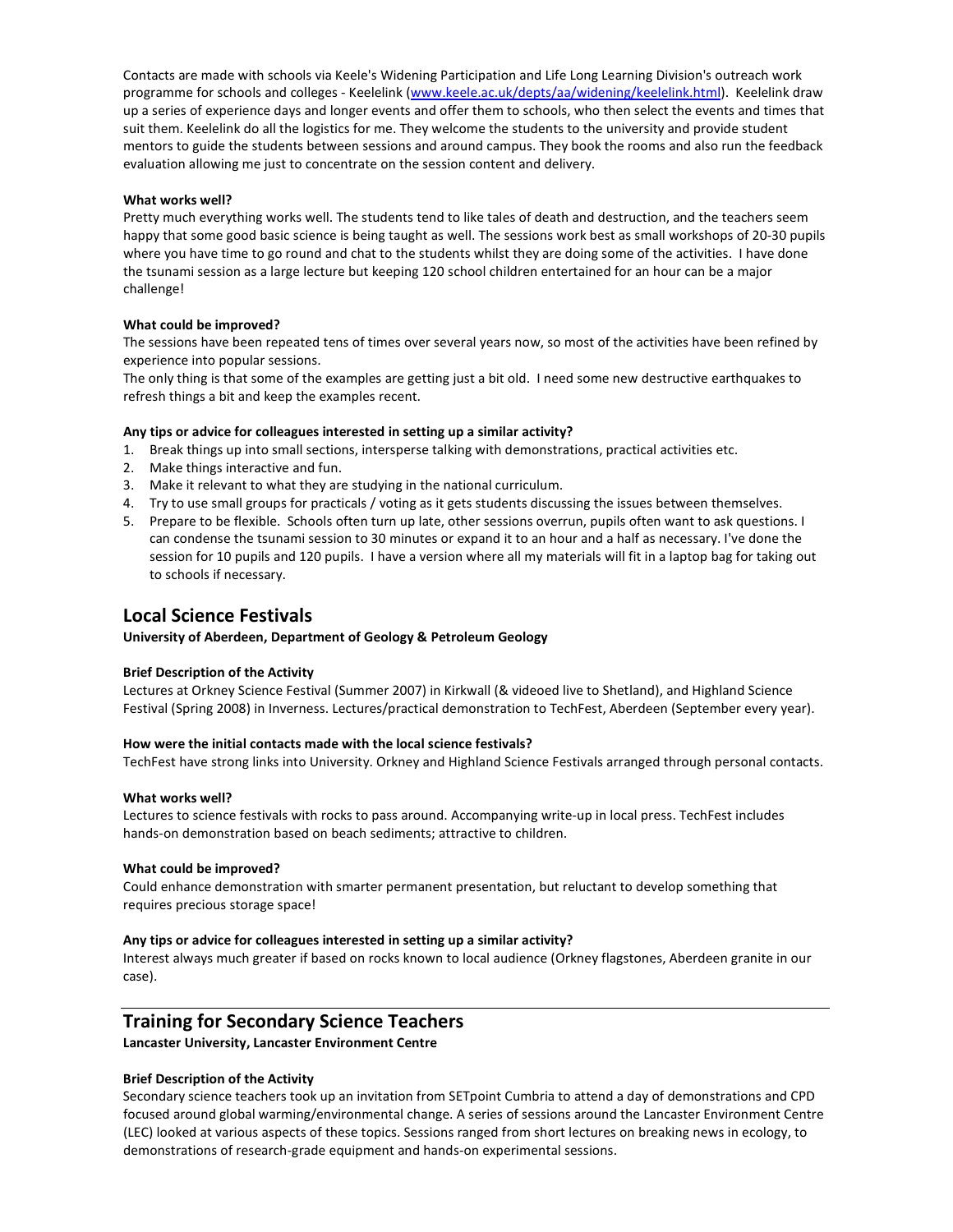Contacts are made with schools via Keele's Widening Participation and Life Long Learning Division's outreach work programme for schools and colleges - Keelelink ([www.keele.ac.uk/depts/aa/widening/keelelink.html](www.keele.ac.uk/depts/aa/widening/keelelink.html)). Keelelink draw up a series of experience days and longer events and offer them to schools, who then select the events and times that suit them. Keelelink do all the logistics for me. They welcome the students to the university and provide student mentors to guide the students between sessions and around campus. They book the rooms and also run the feedback evaluation allowing me just to concentrate on the session content and delivery.

**What works well?**

Pretty much everything works well. The students tend to like tales of death and destruction, and the teachers seem happy that some good basic science is being taught as well. The sessions work best as small workshops of 20-30 pupils where you have time to go round and chat to the students whilst they are doing some of the activities. I have done the tsunami session as a large lecture but keeping 120 school children entertained for an hour can be a major challenge!

**What could be improved?**

The sessions have been repeated tens of times over several years now, so most of the activities have been refined by experience into popular sessions.

The only thing is that some of the examples are getting just a bit old. I need some new destructive earthquakes to refresh things a bit and keep the examples recent.

**Any tips or advice for colleagues interested in setting up a similar activity?**

1. Break things up into small sections, intersperse talking with demonstrations, practical activities etc.
2. Make things interactive and fun.
3. Make it relevant to what they are studying in the national curriculum.
4. Try to use small groups for practicals / voting as it gets students discussing the issues between themselves.
5. Prepare to be flexible. Schools often turn up late, other sessions overrun, pupils often want to ask questions. I can condense the tsunami session to 30 minutes or expand it to an hour and a half as necessary. I've done the session for 10 pupils and 120 pupils. I have a version where all my materials will fit in a laptop bag for taking out to schools if necessary.

## Local Science Festivals

**University of Aberdeen, Department of Geology & Petroleum Geology**

**Brief Description of the Activity**

Lectures at Orkney Science Festival (Summer 2007) in Kirkwall (& videoed live to Shetland), and Highland Science Festival (Spring 2008) in Inverness. Lectures/practical demonstration to TechFest, Aberdeen (September every year).

**How were the initial contacts made with the local science festivals?**

TechFest have strong links into University. Orkney and Highland Science Festivals arranged through personal contacts.

**What works well?**

Lectures to science festivals with rocks to pass around. Accompanying write-up in local press. TechFest includes hands-on demonstration based on beach sediments; attractive to children.

**What could be improved?**

Could enhance demonstration with smarter permanent presentation, but reluctant to develop something that requires precious storage space!

**Any tips or advice for colleagues interested in setting up a similar activity?**

Interest always much greater if based on rocks known to local audience (Orkney flagstones, Aberdeen granite in our case).

---

## Training for Secondary Science Teachers

**Lancaster University, Lancaster Environment Centre**

**Brief Description of the Activity**

Secondary science teachers took up an invitation from SETpoint Cumbria to attend a day of demonstrations and CPD focused around global warming/environmental change. A series of sessions around the Lancaster Environment Centre (LEC) looked at various aspects of these topics. Sessions ranged from short lectures on breaking news in ecology, to demonstrations of research-grade equipment and hands-on experimental sessions.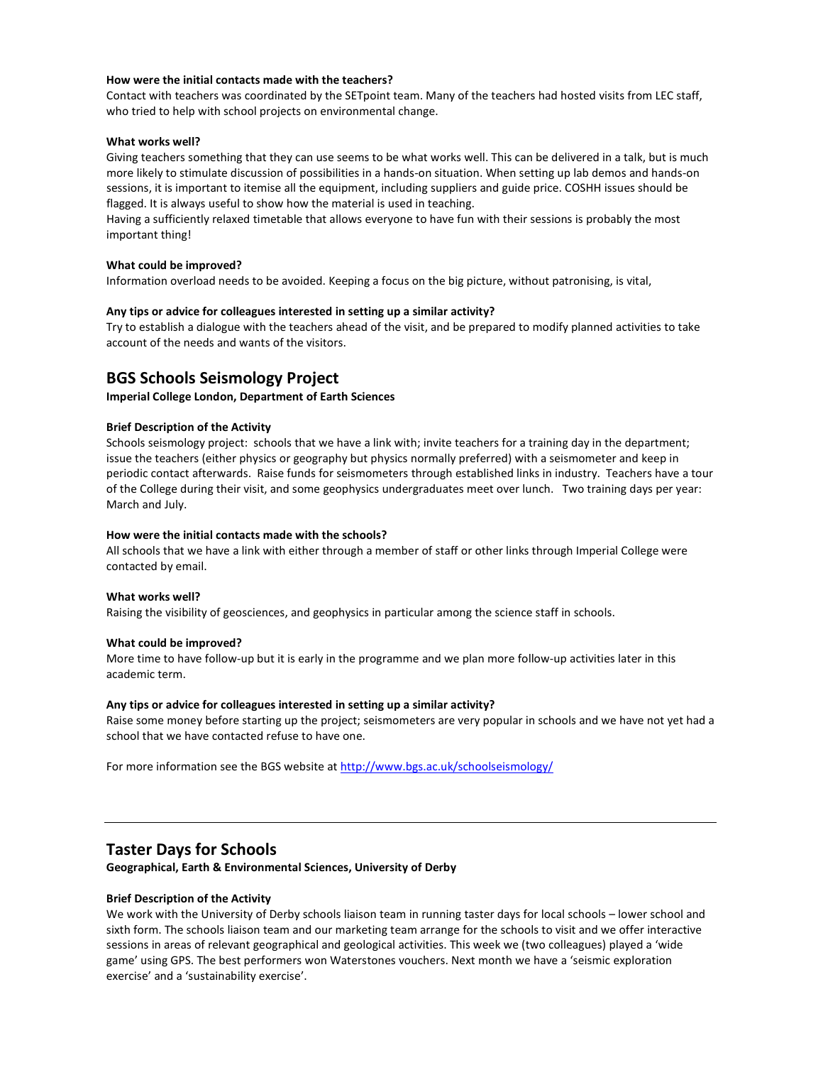**How were the initial contacts made with the teachers?**

Contact with teachers was coordinated by the SETpoint team. Many of the teachers had hosted visits from LEC staff, who tried to help with school projects on environmental change.

**What works well?**

Giving teachers something that they can use seems to be what works well. This can be delivered in a talk, but is much more likely to stimulate discussion of possibilities in a hands-on situation. When setting up lab demos and hands-on sessions, it is important to itemise all the equipment, including suppliers and guide price. COSHH issues should be flagged. It is always useful to show how the material is used in teaching.

Having a sufficiently relaxed timetable that allows everyone to have fun with their sessions is probably the most important thing!

**What could be improved?**

Information overload needs to be avoided. Keeping a focus on the big picture, without patronising, is vital,

**Any tips or advice for colleagues interested in setting up a similar activity?**

Try to establish a dialogue with the teachers ahead of the visit, and be prepared to modify planned activities to take account of the needs and wants of the visitors.

## BGS Schools Seismology Project

**Imperial College London, Department of Earth Sciences**

**Brief Description of the Activity**

Schools seismology project: schools that we have a link with; invite teachers for a training day in the department; issue the teachers (either physics or geography but physics normally preferred) with a seismometer and keep in periodic contact afterwards. Raise funds for seismometers through established links in industry. Teachers have a tour of the College during their visit, and some geophysics undergraduates meet over lunch. Two training days per year: March and July.

**How were the initial contacts made with the schools?**

All schools that we have a link with either through a member of staff or other links through Imperial College were contacted by email.

**What works well?**

Raising the visibility of geosciences, and geophysics in particular among the science staff in schools.

**What could be improved?**

More time to have follow-up but it is early in the programme and we plan more follow-up activities later in this academic term.

**Any tips or advice for colleagues interested in setting up a similar activity?**

Raise some money before starting up the project; seismometers are very popular in schools and we have not yet had a school that we have contacted refuse to have one.

For more information see the BGS website at http://www.bgs.ac.uk/schoolseismology/

---

## Taster Days for Schools

**Geographical, Earth & Environmental Sciences, University of Derby**

**Brief Description of the Activity**

We work with the University of Derby schools liaison team in running taster days for local schools – lower school and sixth form. The schools liaison team and our marketing team arrange for the schools to visit and we offer interactive sessions in areas of relevant geographical and geological activities. This week we (two colleagues) played a 'wide game' using GPS. The best performers won Waterstones vouchers. Next month we have a 'seismic exploration exercise' and a 'sustainability exercise'.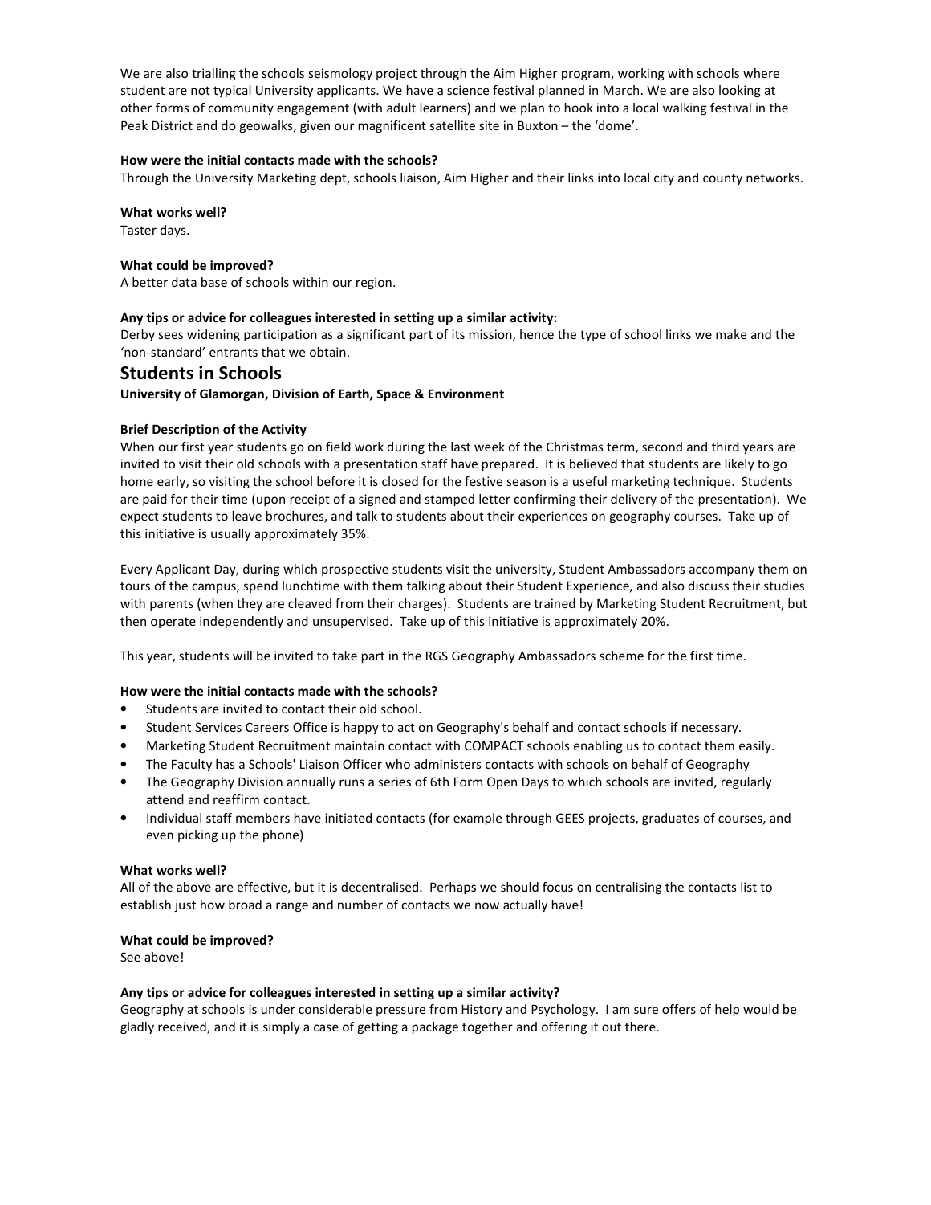We are also trialling the schools seismology project through the Aim Higher program, working with schools where student are not typical University applicants. We have a science festival planned in March. We are also looking at other forms of community engagement (with adult learners) and we plan to hook into a local walking festival in the Peak District and do geowalks, given our magnificent satellite site in Buxton – the 'dome'.

**How were the initial contacts made with the schools?**

Through the University Marketing dept, schools liaison, Aim Higher and their links into local city and county networks.

**What works well?**

Taster days.

**What could be improved?**

A better data base of schools within our region.

**Any tips or advice for colleagues interested in setting up a similar activity:**

Derby sees widening participation as a significant part of its mission, hence the type of school links we make and the 'non-standard' entrants that we obtain.

## Students in Schools

**University of Glamorgan, Division of Earth, Space & Environment**

**Brief Description of the Activity**

When our first year students go on field work during the last week of the Christmas term, second and third years are invited to visit their old schools with a presentation staff have prepared. It is believed that students are likely to go home early, so visiting the school before it is closed for the festive season is a useful marketing technique. Students are paid for their time (upon receipt of a signed and stamped letter confirming their delivery of the presentation). We expect students to leave brochures, and talk to students about their experiences on geography courses. Take up of this initiative is usually approximately 35%.

Every Applicant Day, during which prospective students visit the university, Student Ambassadors accompany them on tours of the campus, spend lunchtime with them talking about their Student Experience, and also discuss their studies with parents (when they are cleaved from their charges). Students are trained by Marketing Student Recruitment, but then operate independently and unsupervised. Take up of this initiative is approximately 20%.

This year, students will be invited to take part in the RGS Geography Ambassadors scheme for the first time.

**How were the initial contacts made with the schools?**

- Students are invited to contact their old school.
- Student Services Careers Office is happy to act on Geography's behalf and contact schools if necessary.
- Marketing Student Recruitment maintain contact with COMPACT schools enabling us to contact them easily.
- The Faculty has a Schools' Liaison Officer who administers contacts with schools on behalf of Geography
- The Geography Division annually runs a series of 6th Form Open Days to which schools are invited, regularly attend and reaffirm contact.
- Individual staff members have initiated contacts (for example through GEES projects, graduates of courses, and even picking up the phone)

**What works well?**

All of the above are effective, but it is decentralised. Perhaps we should focus on centralising the contacts list to establish just how broad a range and number of contacts we now actually have!

**What could be improved?**

See above!

**Any tips or advice for colleagues interested in setting up a similar activity?**

Geography at schools is under considerable pressure from History and Psychology. I am sure offers of help would be gladly received, and it is simply a case of getting a package together and offering it out there.